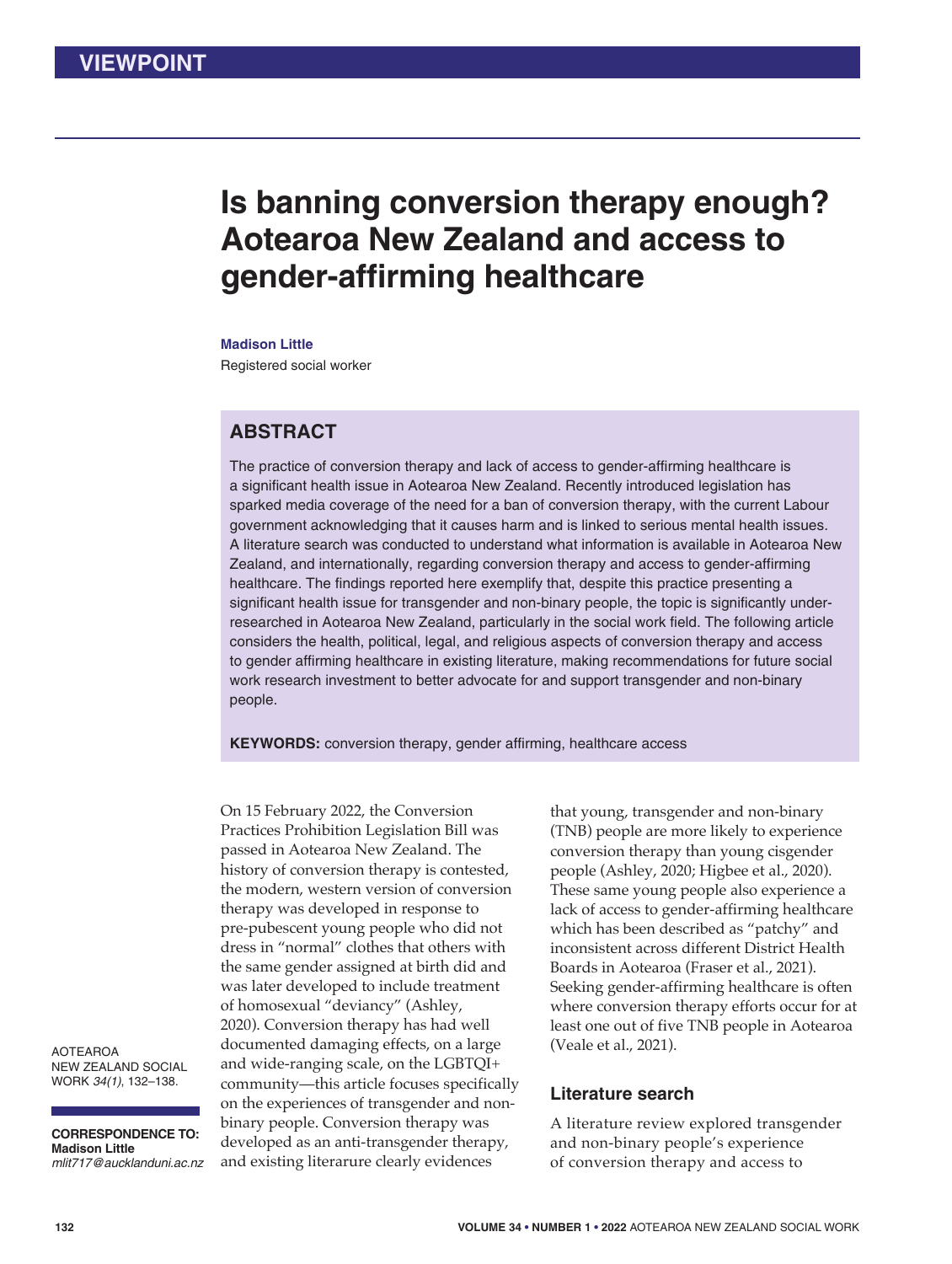VIEWPOINT

# Is banning conversion therapy enough? Aotearoa New Zealand and access to gender-affirming healthcare

**Madison Little**

Registered social worker

## ABSTRACT

The practice of conversion therapy and lack of access to gender-affirming healthcare is a significant health issue in Aotearoa New Zealand. Recently introduced legislation has sparked media coverage of the need for a ban of conversion therapy, with the current Labour government acknowledging that it causes harm and is linked to serious mental health issues. A literature search was conducted to understand what information is available in Aotearoa New Zealand, and internationally, regarding conversion therapy and access to gender-affirming healthcare. The findings reported here exemplify that, despite this practice presenting a significant health issue for transgender and non-binary people, the topic is significantly under-researched in Aotearoa New Zealand, particularly in the social work field. The following article considers the health, political, legal, and religious aspects of conversion therapy and access to gender affirming healthcare in existing literature, making recommendations for future social work research investment to better advocate for and support transgender and non-binary people.

**KEYWORDS:** conversion therapy, gender affirming, healthcare access

**CORRESPONDENCE TO:**
**Madison Little**
*mlit717@aucklanduni.ac.nz*

On 15 February 2022, the Conversion Practices Prohibition Legislation Bill was passed in Aotearoa New Zealand. The history of conversion therapy is contested, the modern, western version of conversion therapy was developed in response to pre-pubescent young people who did not dress in "normal" clothes that others with the same gender assigned at birth did and was later developed to include treatment of homosexual "deviancy" (Ashley, 2020). Conversion therapy has had well documented damaging effects, on a large and wide-ranging scale, on the LGBTQI+ community—this article focuses specifically on the experiences of transgender and non-binary people. Conversion therapy was developed as an anti-transgender therapy, and existing literarure clearly evidences that young, transgender and non-binary (TNB) people are more likely to experience conversion therapy than young cisgender people (Ashley, 2020; Higbee et al., 2020). These same young people also experience a lack of access to gender-affirming healthcare which has been described as "patchy" and inconsistent across different District Health Boards in Aotearoa (Fraser et al., 2021). Seeking gender-affirming healthcare is often where conversion therapy efforts occur for at least one out of five TNB people in Aotearoa (Veale et al., 2021).

### Literature search

A literature review explored transgender and non-binary people's experience of conversion therapy and access to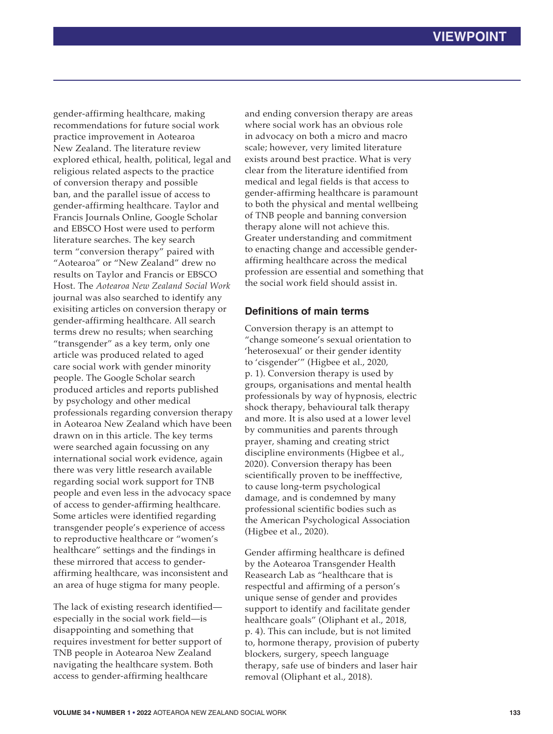gender-affirming healthcare, making recommendations for future social work practice improvement in Aotearoa New Zealand. The literature review explored ethical, health, political, legal and religious related aspects to the practice of conversion therapy and possible ban, and the parallel issue of access to gender-affirming healthcare. Taylor and Francis Journals Online, Google Scholar and EBSCO Host were used to perform literature searches. The key search term "conversion therapy" paired with "Aotearoa" or "New Zealand" drew no results on Taylor and Francis or EBSCO Host. The *Aotearoa New Zealand Social Work* journal was also searched to identify any exisiting articles on conversion therapy or gender-affirming healthcare. All search terms drew no results; when searching "transgender" as a key term, only one article was produced related to aged care social work with gender minority people. The Google Scholar search produced articles and reports published by psychology and other medical professionals regarding conversion therapy in Aotearoa New Zealand which have been drawn on in this article. The key terms were searched again focussing on any international social work evidence, again there was very little research available regarding social work support for TNB people and even less in the advocacy space of access to gender-affirming healthcare. Some articles were identified regarding transgender people's experience of access to reproductive healthcare or "women's healthcare" settings and the findings in these mirrored that access to gender-affirming healthcare, was inconsistent and an area of huge stigma for many people.

The lack of existing research identified—especially in the social work field—is disappointing and something that requires investment for better support of TNB people in Aotearoa New Zealand navigating the healthcare system. Both access to gender-affirming healthcare and ending conversion therapy are areas where social work has an obvious role in advocacy on both a micro and macro scale; however, very limited literature exists around best practice. What is very clear from the literature identified from medical and legal fields is that access to gender-affirming healthcare is paramount to both the physical and mental wellbeing of TNB people and banning conversion therapy alone will not achieve this. Greater understanding and commitment to enacting change and accessible gender-affirming healthcare across the medical profession are essential and something that the social work field should assist in.

## Definitions of main terms

Conversion therapy is an attempt to "change someone's sexual orientation to 'heterosexual' or their gender identity to 'cisgender'" (Higbee et al., 2020, p. 1). Conversion therapy is used by groups, organisations and mental health professionals by way of hypnosis, electric shock therapy, behavioural talk therapy and more. It is also used at a lower level by communities and parents through prayer, shaming and creating strict discipline environments (Higbee et al., 2020). Conversion therapy has been scientifically proven to be inefffective, to cause long-term psychological damage, and is condemned by many professional scientific bodies such as the American Psychological Association (Higbee et al., 2020).

Gender affirming healthcare is defined by the Aotearoa Transgender Health Reasearch Lab as "healthcare that is respectful and affirming of a person's unique sense of gender and provides support to identify and facilitate gender healthcare goals" (Oliphant et al., 2018, p. 4). This can include, but is not limited to, hormone therapy, provision of puberty blockers, surgery, speech language therapy, safe use of binders and laser hair removal (Oliphant et al., 2018).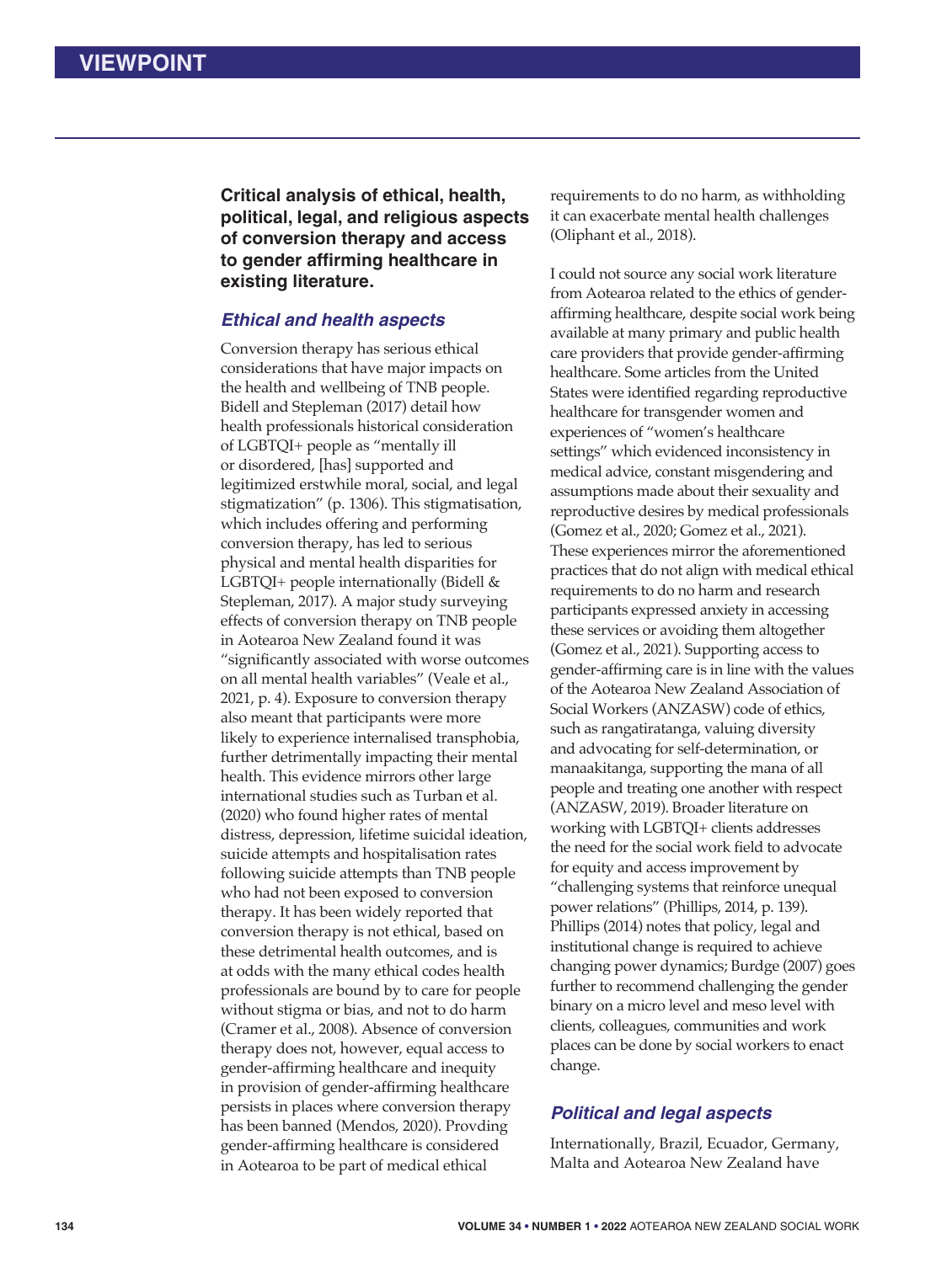**Critical analysis of ethical, health, political, legal, and religious aspects of conversion therapy and access to gender affirming healthcare in existing literature.**

### *Ethical and health aspects*

Conversion therapy has serious ethical considerations that have major impacts on the health and wellbeing of TNB people. Bidell and Stepleman (2017) detail how health professionals historical consideration of LGBTQI+ people as "mentally ill or disordered, [has] supported and legitimized erstwhile moral, social, and legal stigmatization" (p. 1306). This stigmatisation, which includes offering and performing conversion therapy, has led to serious physical and mental health disparities for LGBTQI+ people internationally (Bidell & Stepleman, 2017). A major study surveying effects of conversion therapy on TNB people in Aotearoa New Zealand found it was "significantly associated with worse outcomes on all mental health variables" (Veale et al., 2021, p. 4). Exposure to conversion therapy also meant that participants were more likely to experience internalised transphobia, further detrimentally impacting their mental health. This evidence mirrors other large international studies such as Turban et al. (2020) who found higher rates of mental distress, depression, lifetime suicidal ideation, suicide attempts and hospitalisation rates following suicide attempts than TNB people who had not been exposed to conversion therapy. It has been widely reported that conversion therapy is not ethical, based on these detrimental health outcomes, and is at odds with the many ethical codes health professionals are bound by to care for people without stigma or bias, and not to do harm (Cramer et al., 2008). Absence of conversion therapy does not, however, equal access to gender-affirming healthcare and inequity in provision of gender-affirming healthcare persists in places where conversion therapy has been banned (Mendos, 2020). Provding gender-affirming healthcare is considered in Aotearoa to be part of medical ethical requirements to do no harm, as withholding it can exacerbate mental health challenges (Oliphant et al., 2018).

I could not source any social work literature from Aotearoa related to the ethics of gender-affirming healthcare, despite social work being available at many primary and public health care providers that provide gender-affirming healthcare. Some articles from the United States were identified regarding reproductive healthcare for transgender women and experiences of "women's healthcare settings" which evidenced inconsistency in medical advice, constant misgendering and assumptions made about their sexuality and reproductive desires by medical professionals (Gomez et al., 2020; Gomez et al., 2021). These experiences mirror the aforementioned practices that do not align with medical ethical requirements to do no harm and research participants expressed anxiety in accessing these services or avoiding them altogether (Gomez et al., 2021). Supporting access to gender-affirming care is in line with the values of the Aotearoa New Zealand Association of Social Workers (ANZASW) code of ethics, such as rangatiratanga, valuing diversity and advocating for self-determination, or manaakitanga, supporting the mana of all people and treating one another with respect (ANZASW, 2019). Broader literature on working with LGBTQI+ clients addresses the need for the social work field to advocate for equity and access improvement by "challenging systems that reinforce unequal power relations" (Phillips, 2014, p. 139). Phillips (2014) notes that policy, legal and institutional change is required to achieve changing power dynamics; Burdge (2007) goes further to recommend challenging the gender binary on a micro level and meso level with clients, colleagues, communities and work places can be done by social workers to enact change.

### *Political and legal aspects*

Internationally, Brazil, Ecuador, Germany, Malta and Aotearoa New Zealand have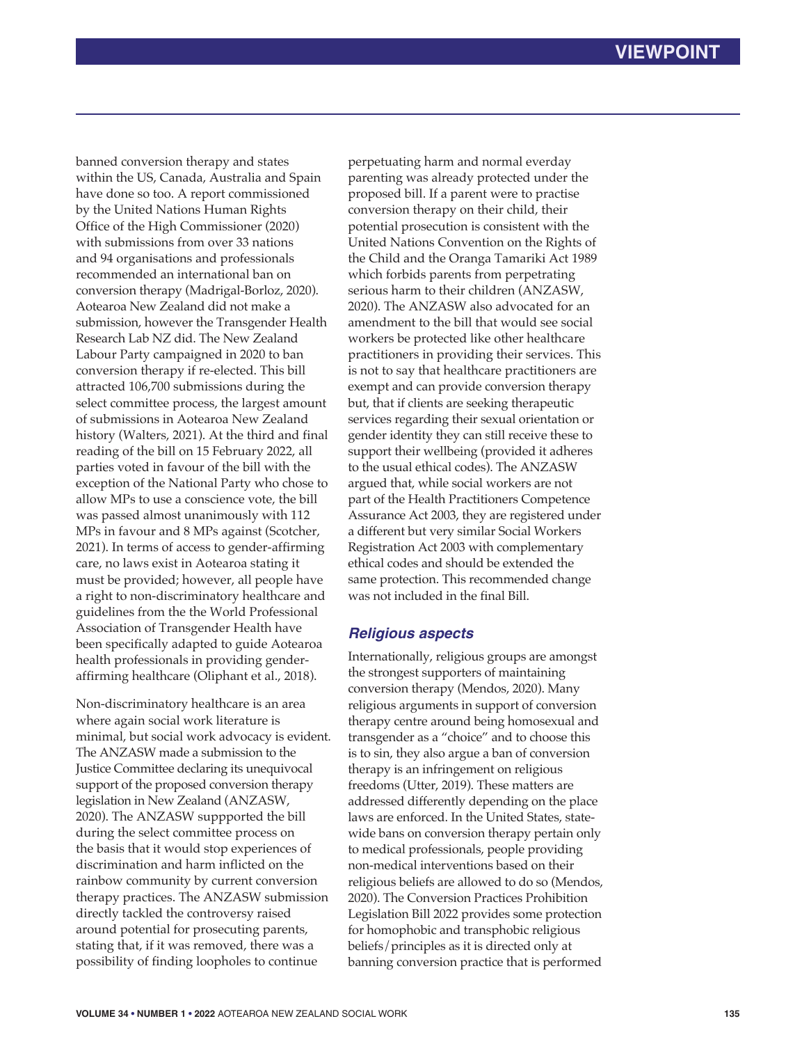banned conversion therapy and states within the US, Canada, Australia and Spain have done so too. A report commissioned by the United Nations Human Rights Office of the High Commissioner (2020) with submissions from over 33 nations and 94 organisations and professionals recommended an international ban on conversion therapy (Madrigal-Borloz, 2020). Aotearoa New Zealand did not make a submission, however the Transgender Health Research Lab NZ did. The New Zealand Labour Party campaigned in 2020 to ban conversion therapy if re-elected. This bill attracted 106,700 submissions during the select committee process, the largest amount of submissions in Aotearoa New Zealand history (Walters, 2021). At the third and final reading of the bill on 15 February 2022, all parties voted in favour of the bill with the exception of the National Party who chose to allow MPs to use a conscience vote, the bill was passed almost unanimously with 112 MPs in favour and 8 MPs against (Scotcher, 2021). In terms of access to gender-affirming care, no laws exist in Aotearoa stating it must be provided; however, all people have a right to non-discriminatory healthcare and guidelines from the the World Professional Association of Transgender Health have been specifically adapted to guide Aotearoa health professionals in providing gender-affirming healthcare (Oliphant et al., 2018).

Non-discriminatory healthcare is an area where again social work literature is minimal, but social work advocacy is evident. The ANZASW made a submission to the Justice Committee declaring its unequivocal support of the proposed conversion therapy legislation in New Zealand (ANZASW, 2020). The ANZASW suppported the bill during the select committee process on the basis that it would stop experiences of discrimination and harm inflicted on the rainbow community by current conversion therapy practices. The ANZASW submission directly tackled the controversy raised around potential for prosecuting parents, stating that, if it was removed, there was a possibility of finding loopholes to continue perpetuating harm and normal everday parenting was already protected under the proposed bill. If a parent were to practise conversion therapy on their child, their potential prosecution is consistent with the United Nations Convention on the Rights of the Child and the Oranga Tamariki Act 1989 which forbids parents from perpetrating serious harm to their children (ANZASW, 2020). The ANZASW also advocated for an amendment to the bill that would see social workers be protected like other healthcare practitioners in providing their services. This is not to say that healthcare practitioners are exempt and can provide conversion therapy but, that if clients are seeking therapeutic services regarding their sexual orientation or gender identity they can still receive these to support their wellbeing (provided it adheres to the usual ethical codes). The ANZASW argued that, while social workers are not part of the Health Practitioners Competence Assurance Act 2003, they are registered under a different but very similar Social Workers Registration Act 2003 with complementary ethical codes and should be extended the same protection. This recommended change was not included in the final Bill.

## *Religious aspects*

Internationally, religious groups are amongst the strongest supporters of maintaining conversion therapy (Mendos, 2020). Many religious arguments in support of conversion therapy centre around being homosexual and transgender as a "choice" and to choose this is to sin, they also argue a ban of conversion therapy is an infringement on religious freedoms (Utter, 2019). These matters are addressed differently depending on the place laws are enforced. In the United States, state-wide bans on conversion therapy pertain only to medical professionals, people providing non-medical interventions based on their religious beliefs are allowed to do so (Mendos, 2020). The Conversion Practices Prohibition Legislation Bill 2022 provides some protection for homophobic and transphobic religious beliefs/principles as it is directed only at banning conversion practice that is performed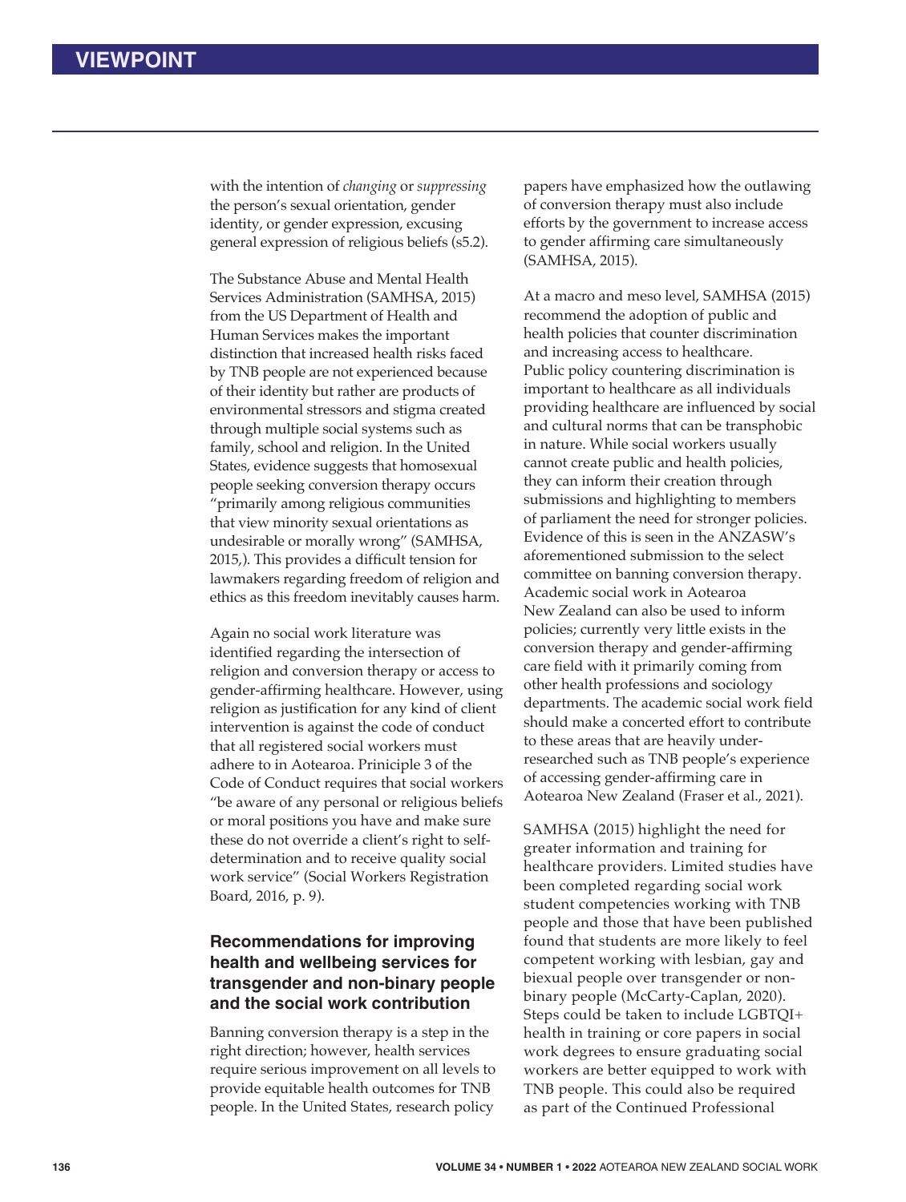with the intention of *changing* or *suppressing* the person's sexual orientation, gender identity, or gender expression, excusing general expression of religious beliefs (s5.2).

The Substance Abuse and Mental Health Services Administration (SAMHSA, 2015) from the US Department of Health and Human Services makes the important distinction that increased health risks faced by TNB people are not experienced because of their identity but rather are products of environmental stressors and stigma created through multiple social systems such as family, school and religion. In the United States, evidence suggests that homosexual people seeking conversion therapy occurs "primarily among religious communities that view minority sexual orientations as undesirable or morally wrong" (SAMHSA, 2015,). This provides a difficult tension for lawmakers regarding freedom of religion and ethics as this freedom inevitably causes harm.

Again no social work literature was identified regarding the intersection of religion and conversion therapy or access to gender-affirming healthcare. However, using religion as justification for any kind of client intervention is against the code of conduct that all registered social workers must adhere to in Aotearoa. Priniciple 3 of the Code of Conduct requires that social workers "be aware of any personal or religious beliefs or moral positions you have and make sure these do not override a client's right to self-determination and to receive quality social work service" (Social Workers Registration Board, 2016, p. 9).

## Recommendations for improving health and wellbeing services for transgender and non-binary people and the social work contribution

Banning conversion therapy is a step in the right direction; however, health services require serious improvement on all levels to provide equitable health outcomes for TNB people. In the United States, research policy papers have emphasized how the outlawing of conversion therapy must also include efforts by the government to increase access to gender affirming care simultaneously (SAMHSA, 2015).

At a macro and meso level, SAMHSA (2015) recommend the adoption of public and health policies that counter discrimination and increasing access to healthcare. Public policy countering discrimination is important to healthcare as all individuals providing healthcare are influenced by social and cultural norms that can be transphobic in nature. While social workers usually cannot create public and health policies, they can inform their creation through submissions and highlighting to members of parliament the need for stronger policies. Evidence of this is seen in the ANZASW's aforementioned submission to the select committee on banning conversion therapy. Academic social work in Aotearoa New Zealand can also be used to inform policies; currently very little exists in the conversion therapy and gender-affirming care field with it primarily coming from other health professions and sociology departments. The academic social work field should make a concerted effort to contribute to these areas that are heavily under-researched such as TNB people's experience of accessing gender-affirming care in Aotearoa New Zealand (Fraser et al., 2021).

SAMHSA (2015) highlight the need for greater information and training for healthcare providers. Limited studies have been completed regarding social work student competencies working with TNB people and those that have been published found that students are more likely to feel competent working with lesbian, gay and biexual people over transgender or non-binary people (McCarty-Caplan, 2020). Steps could be taken to include LGBTQI+ health in training or core papers in social work degrees to ensure graduating social workers are better equipped to work with TNB people. This could also be required as part of the Continued Professional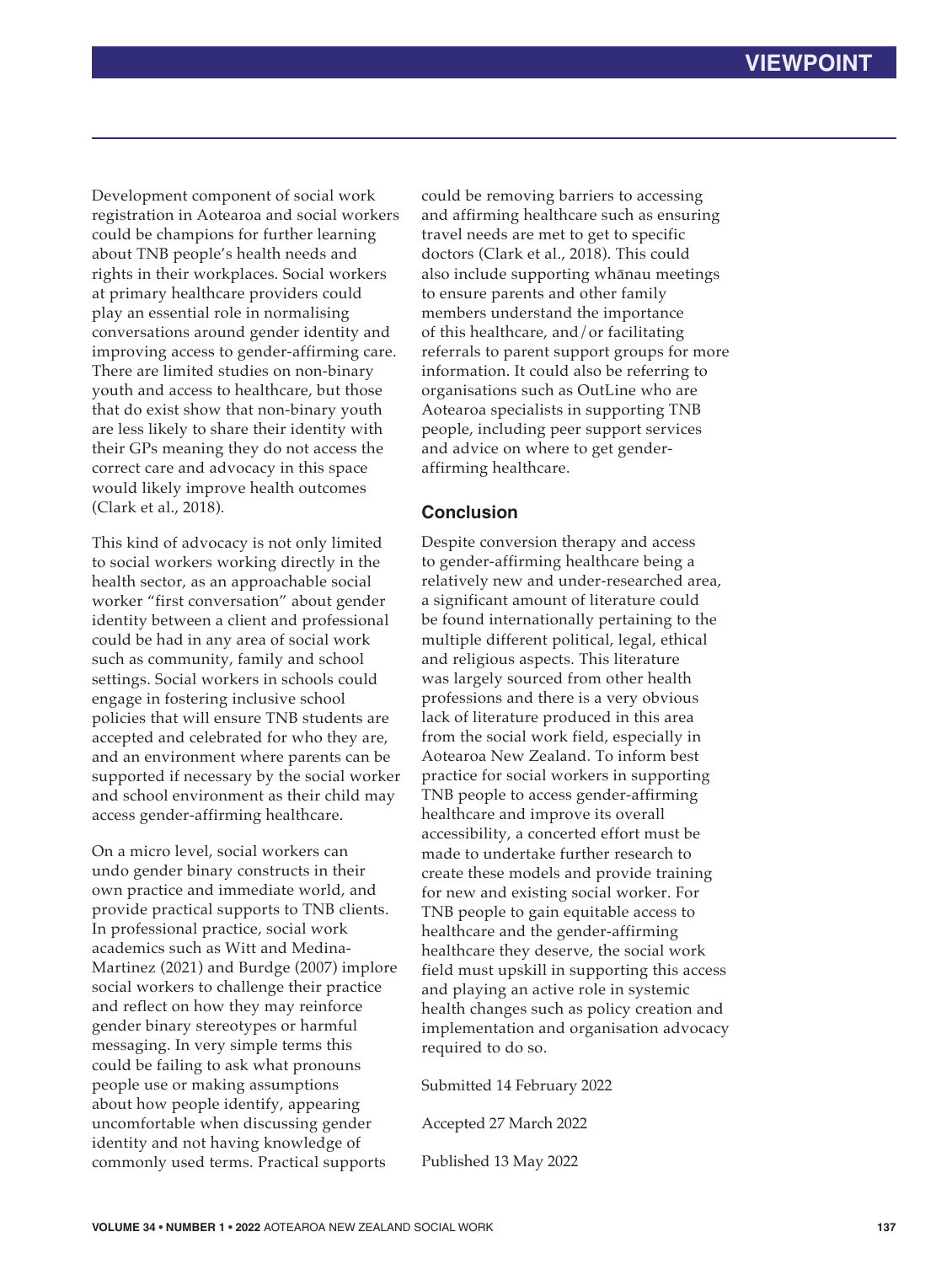Development component of social work registration in Aotearoa and social workers could be champions for further learning about TNB people's health needs and rights in their workplaces. Social workers at primary healthcare providers could play an essential role in normalising conversations around gender identity and improving access to gender-affirming care. There are limited studies on non-binary youth and access to healthcare, but those that do exist show that non-binary youth are less likely to share their identity with their GPs meaning they do not access the correct care and advocacy in this space would likely improve health outcomes (Clark et al., 2018).

This kind of advocacy is not only limited to social workers working directly in the health sector, as an approachable social worker "first conversation" about gender identity between a client and professional could be had in any area of social work such as community, family and school settings. Social workers in schools could engage in fostering inclusive school policies that will ensure TNB students are accepted and celebrated for who they are, and an environment where parents can be supported if necessary by the social worker and school environment as their child may access gender-affirming healthcare.

On a micro level, social workers can undo gender binary constructs in their own practice and immediate world, and provide practical supports to TNB clients. In professional practice, social work academics such as Witt and Medina-Martinez (2021) and Burdge (2007) implore social workers to challenge their practice and reflect on how they may reinforce gender binary stereotypes or harmful messaging. In very simple terms this could be failing to ask what pronouns people use or making assumptions about how people identify, appearing uncomfortable when discussing gender identity and not having knowledge of commonly used terms. Practical supports could be removing barriers to accessing and affirming healthcare such as ensuring travel needs are met to get to specific doctors (Clark et al., 2018). This could also include supporting whānau meetings to ensure parents and other family members understand the importance of this healthcare, and/or facilitating referrals to parent support groups for more information. It could also be referring to organisations such as OutLine who are Aotearoa specialists in supporting TNB people, including peer support services and advice on where to get gender-affirming healthcare.

## Conclusion

Despite conversion therapy and access to gender-affirming healthcare being a relatively new and under-researched area, a significant amount of literature could be found internationally pertaining to the multiple different political, legal, ethical and religious aspects. This literature was largely sourced from other health professions and there is a very obvious lack of literature produced in this area from the social work field, especially in Aotearoa New Zealand. To inform best practice for social workers in supporting TNB people to access gender-affirming healthcare and improve its overall accessibility, a concerted effort must be made to undertake further research to create these models and provide training for new and existing social worker. For TNB people to gain equitable access to healthcare and the gender-affirming healthcare they deserve, the social work field must upskill in supporting this access and playing an active role in systemic health changes such as policy creation and implementation and organisation advocacy required to do so.

Submitted 14 February 2022

Accepted 27 March 2022

Published 13 May 2022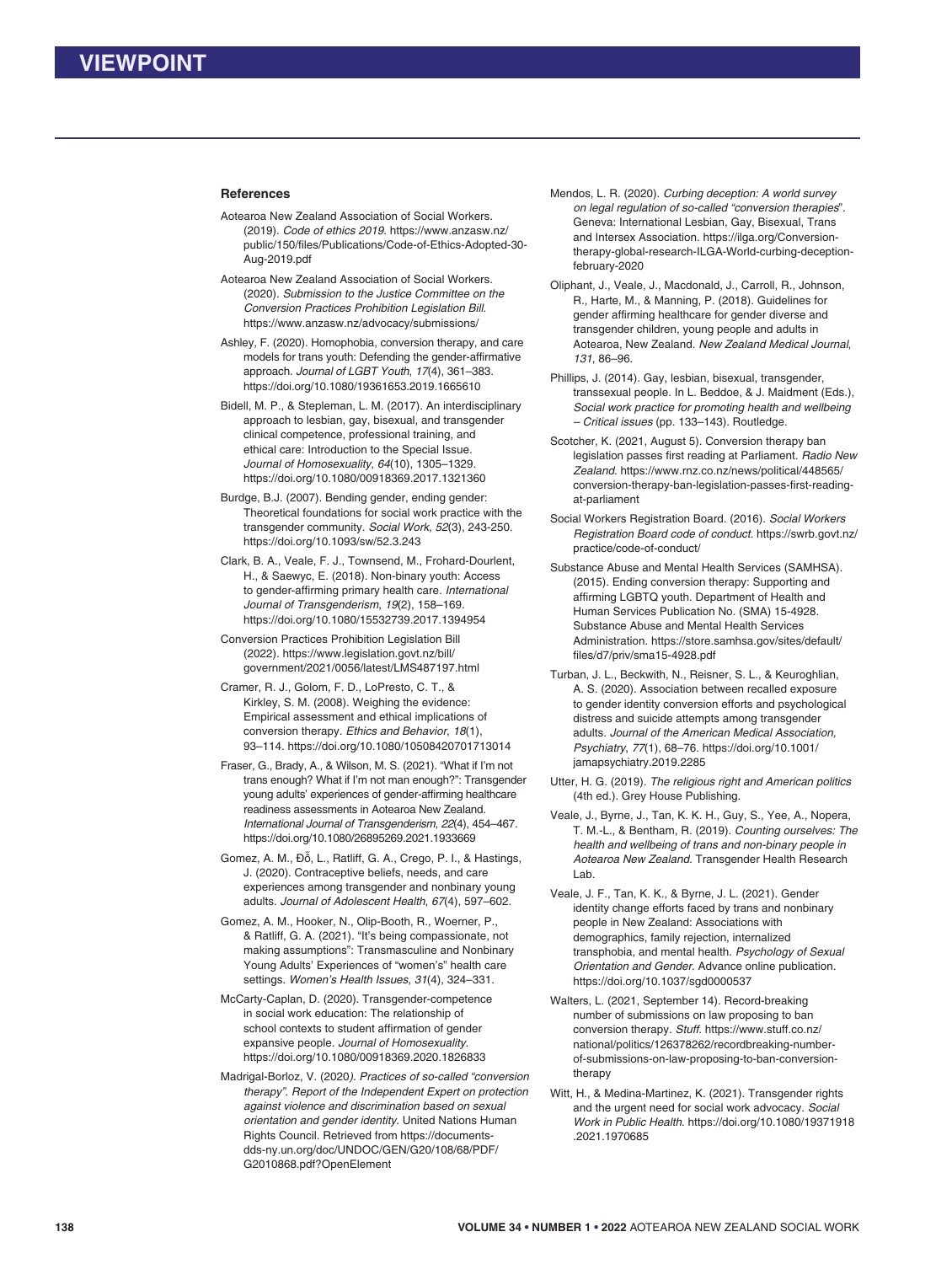## References

Aotearoa New Zealand Association of Social Workers. (2019). *Code of ethics 2019*. https://www.anzasw.nz/public/150/files/Publications/Code-of-Ethics-Adopted-30-Aug-2019.pdf

Aotearoa New Zealand Association of Social Workers. (2020). *Submission to the Justice Committee on the Conversion Practices Prohibition Legislation Bill*. https://www.anzasw.nz/advocacy/submissions/

Ashley, F. (2020). Homophobia, conversion therapy, and care models for trans youth: Defending the gender-affirmative approach. *Journal of LGBT Youth*, *17*(4), 361–383. https://doi.org/10.1080/19361653.2019.1665610

Bidell, M. P., & Stepleman, L. M. (2017). An interdisciplinary approach to lesbian, gay, bisexual, and transgender clinical competence, professional training, and ethical care: Introduction to the Special Issue. *Journal of Homosexuality*, *64*(10), 1305–1329. https://doi.org/10.1080/00918369.2017.1321360

Burdge, B.J. (2007). Bending gender, ending gender: Theoretical foundations for social work practice with the transgender community. *Social Work*, *52*(3), 243-250. https://doi.org/10.1093/sw/52.3.243

Clark, B. A., Veale, F. J., Townsend, M., Frohard-Dourlent, H., & Saewyc, E. (2018). Non-binary youth: Access to gender-affirming primary health care. *International Journal of Transgenderism*, *19*(2), 158–169. https://doi.org/10.1080/15532739.2017.1394954

Conversion Practices Prohibition Legislation Bill (2022). https://www.legislation.govt.nz/bill/government/2021/0056/latest/LMS487197.html

Cramer, R. J., Golom, F. D., LoPresto, C. T., & Kirkley, S. M. (2008). Weighing the evidence: Empirical assessment and ethical implications of conversion therapy. *Ethics and Behavior*, *18*(1), 93–114. https://doi.org/10.1080/10508420701713014

Fraser, G., Brady, A., & Wilson, M. S. (2021). "What if I'm not trans enough? What if I'm not man enough?": Transgender young adults' experiences of gender-affirming healthcare readiness assessments in Aotearoa New Zealand. *International Journal of Transgenderism*, *22*(4), 454–467. https://doi.org/10.1080/26895269.2021.1933669

Gomez, A. M., Đỗ, L., Ratliff, G. A., Crego, P. I., & Hastings, J. (2020). Contraceptive beliefs, needs, and care experiences among transgender and nonbinary young adults. *Journal of Adolescent Health*, *67*(4), 597–602.

Gomez, A. M., Hooker, N., Olip-Booth, R., Woerner, P., & Ratliff, G. A. (2021). "It's being compassionate, not making assumptions": Transmasculine and Nonbinary Young Adults' Experiences of "women's" health care settings. *Women's Health Issues*, *31*(4), 324–331.

McCarty-Caplan, D. (2020). Transgender-competence in social work education: The relationship of school contexts to student affirmation of gender expansive people. *Journal of Homosexuality*. https://doi.org/10.1080/00918369.2020.1826833

Madrigal-Borloz, V. (2020*). Practices of so-called "conversion therapy". Report of the Independent Expert on protection against violence and discrimination based on sexual orientation and gender identity.* United Nations Human Rights Council. Retrieved from https://documents-dds-ny.un.org/doc/UNDOC/GEN/G20/108/68/PDF/G2010868.pdf?OpenElement

Mendos, L. R. (2020). *Curbing deception: A world survey on legal regulation of so-called "conversion therapies*". Geneva: International Lesbian, Gay, Bisexual, Trans and Intersex Association. https://ilga.org/Conversion-therapy-global-research-ILGA-World-curbing-deception-february-2020

Oliphant, J., Veale, J., Macdonald, J., Carroll, R., Johnson, R., Harte, M., & Manning, P. (2018). Guidelines for gender affirming healthcare for gender diverse and transgender children, young people and adults in Aotearoa, New Zealand. *New Zealand Medical Journal*, *131*, 86–96.

Phillips, J. (2014). Gay, lesbian, bisexual, transgender, transsexual people. In L. Beddoe, & J. Maidment (Eds.), *Social work practice for promoting health and wellbeing – Critical issues* (pp. 133–143). Routledge.

Scotcher, K. (2021, August 5). Conversion therapy ban legislation passes first reading at Parliament. *Radio New Zealand*. https://www.rnz.co.nz/news/political/448565/conversion-therapy-ban-legislation-passes-first-reading-at-parliament

Social Workers Registration Board. (2016). *Social Workers Registration Board code of conduct*. https://swrb.govt.nz/practice/code-of-conduct/

Substance Abuse and Mental Health Services (SAMHSA). (2015). Ending conversion therapy: Supporting and affirming LGBTQ youth. Department of Health and Human Services Publication No. (SMA) 15-4928. Substance Abuse and Mental Health Services Administration. https://store.samhsa.gov/sites/default/files/d7/priv/sma15-4928.pdf

Turban, J. L., Beckwith, N., Reisner, S. L., & Keuroghlian, A. S. (2020). Association between recalled exposure to gender identity conversion efforts and psychological distress and suicide attempts among transgender adults. *Journal of the American Medical Association, Psychiatry*, *77*(1), 68–76. https://doi.org/10.1001/jamapsychiatry.2019.2285

Utter, H. G. (2019). *The religious right and American politics* (4th ed.). Grey House Publishing.

Veale, J., Byrne, J., Tan, K. K. H., Guy, S., Yee, A., Nopera, T. M.-L., & Bentham, R. (2019). *Counting ourselves: The health and wellbeing of trans and non-binary people in Aotearoa New Zealand.* Transgender Health Research Lab.

Veale, J. F., Tan, K. K., & Byrne, J. L. (2021). Gender identity change efforts faced by trans and nonbinary people in New Zealand: Associations with demographics, family rejection, internalized transphobia, and mental health. *Psychology of Sexual Orientation and Gender.* Advance online publication. https://doi.org/10.1037/sgd0000537

Walters, L. (2021, September 14). Record-breaking number of submissions on law proposing to ban conversion therapy. *Stuff.* https://www.stuff.co.nz/national/politics/126378262/recordbreaking-number-of-submissions-on-law-proposing-to-ban-conversion-therapy

Witt, H., & Medina-Martinez, K. (2021). Transgender rights and the urgent need for social work advocacy. *Social Work in Public Health.* https://doi.org/10.1080/19371918.2021.1970685